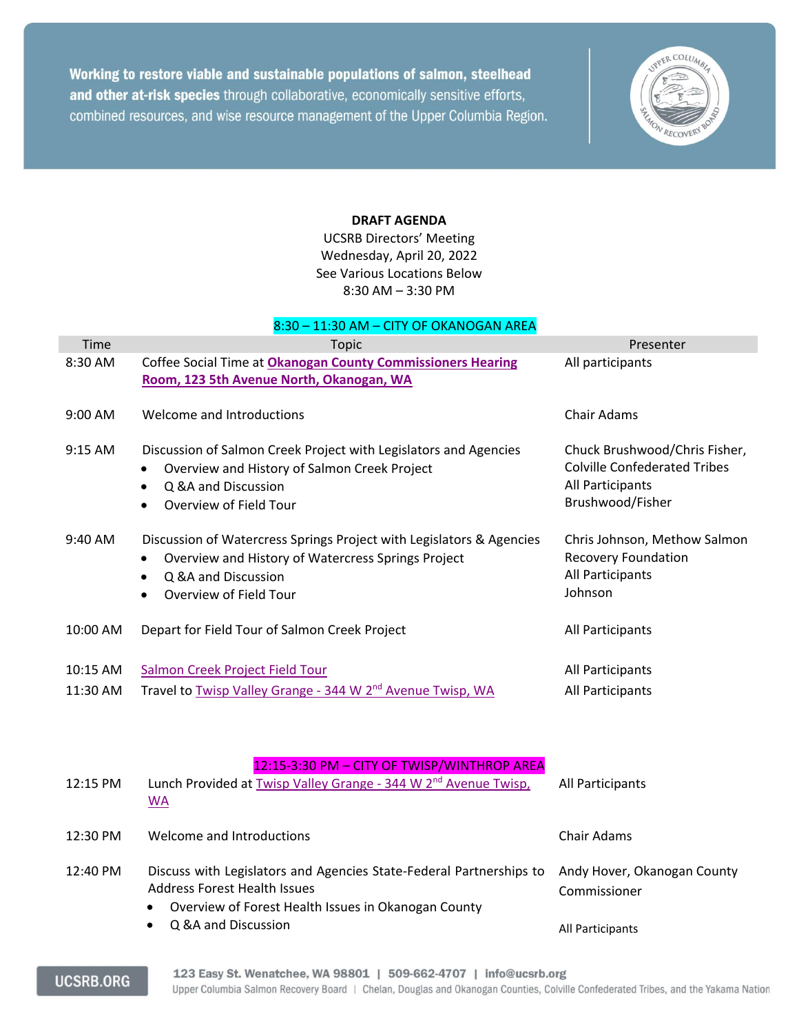Working to restore viable and sustainable populations of salmon, steelhead and other at-risk species through collaborative, economically sensitive efforts, combined resources, and wise resource management of the Upper Columbia Region.

**DRAFT AGENDA**

UCSRB Directors' Meeting

Wednesday, April 20, 2022

See Various Locations Below

8:30 AM – 3:30 PM

8:30 – 11:30 AM – CITY OF OKANOGAN AREA

| Time | Topic | Presenter |
|---|---|---|
| 8:30 AM | Coffee Social Time at **Okanogan County Commissioners Hearing Room, 123 5th Avenue North, Okanogan, WA** | All participants |
| 9:00 AM | Welcome and Introductions | Chair Adams |
| 9:15 AM | Discussion of Salmon Creek Project with Legislators and Agencies<br>• Overview and History of Salmon Creek Project<br>• Q &A and Discussion<br>• Overview of Field Tour | Chuck Brushwood/Chris Fisher, Colville Confederated Tribes<br>All Participants<br>Brushwood/Fisher |
| 9:40 AM | Discussion of Watercress Springs Project with Legislators & Agencies<br>• Overview and History of Watercress Springs Project<br>• Q &A and Discussion<br>• Overview of Field Tour | Chris Johnson, Methow Salmon Recovery Foundation<br>All Participants<br>Johnson |
| 10:00 AM | Depart for Field Tour of Salmon Creek Project | All Participants |
| 10:15 AM | Salmon Creek Project Field Tour | All Participants |
| 11:30 AM | Travel to Twisp Valley Grange - 344 W 2nd Avenue Twisp, WA | All Participants |

12:15-3:30 PM – CITY OF TWISP/WINTHROP AREA

| Time | Topic | Presenter |
|---|---|---|
| 12:15 PM | Lunch Provided at Twisp Valley Grange - 344 W 2nd Avenue Twisp, WA | All Participants |
| 12:30 PM | Welcome and Introductions | Chair Adams |
| 12:40 PM | Discuss with Legislators and Agencies State-Federal Partnerships to Address Forest Health Issues<br>• Overview of Forest Health Issues in Okanogan County<br>• Q &A and Discussion | Andy Hover, Okanogan County Commissioner<br>All Participants |

UCSRB.ORG

123 Easy St. Wenatchee, WA 98801 | 509-662-4707 | info@ucsrb.org

Upper Columbia Salmon Recovery Board | Chelan, Douglas and Okanogan Counties, Colville Confederated Tribes, and the Yakama Nation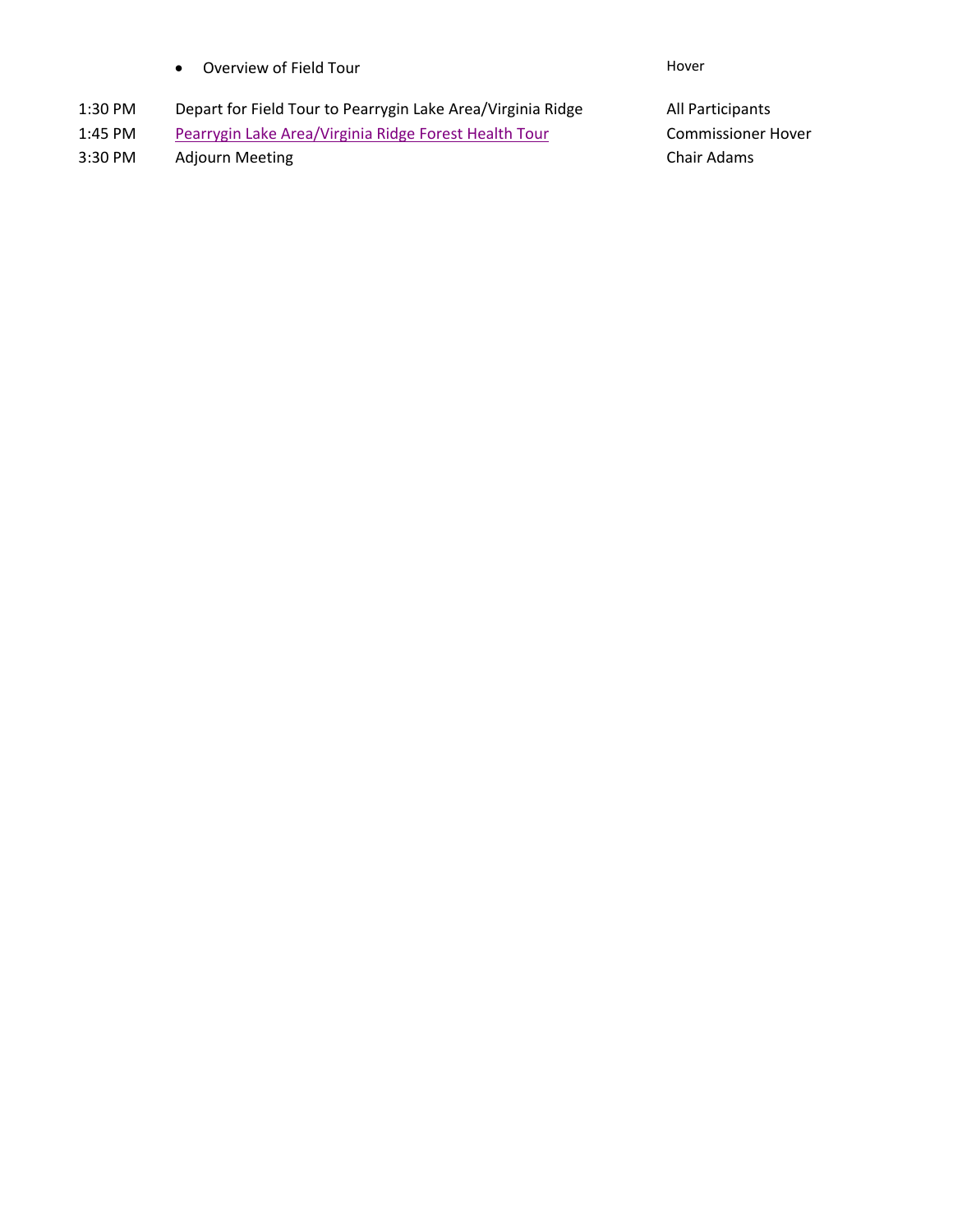- Overview of Field Tour — Hover

| | | |
|---|---|---|
| 1:30 PM | Depart for Field Tour to Pearrygin Lake Area/Virginia Ridge | All Participants |
| 1:45 PM | Pearrygin Lake Area/Virginia Ridge Forest Health Tour | Commissioner Hover |
| 3:30 PM | Adjourn Meeting | Chair Adams |